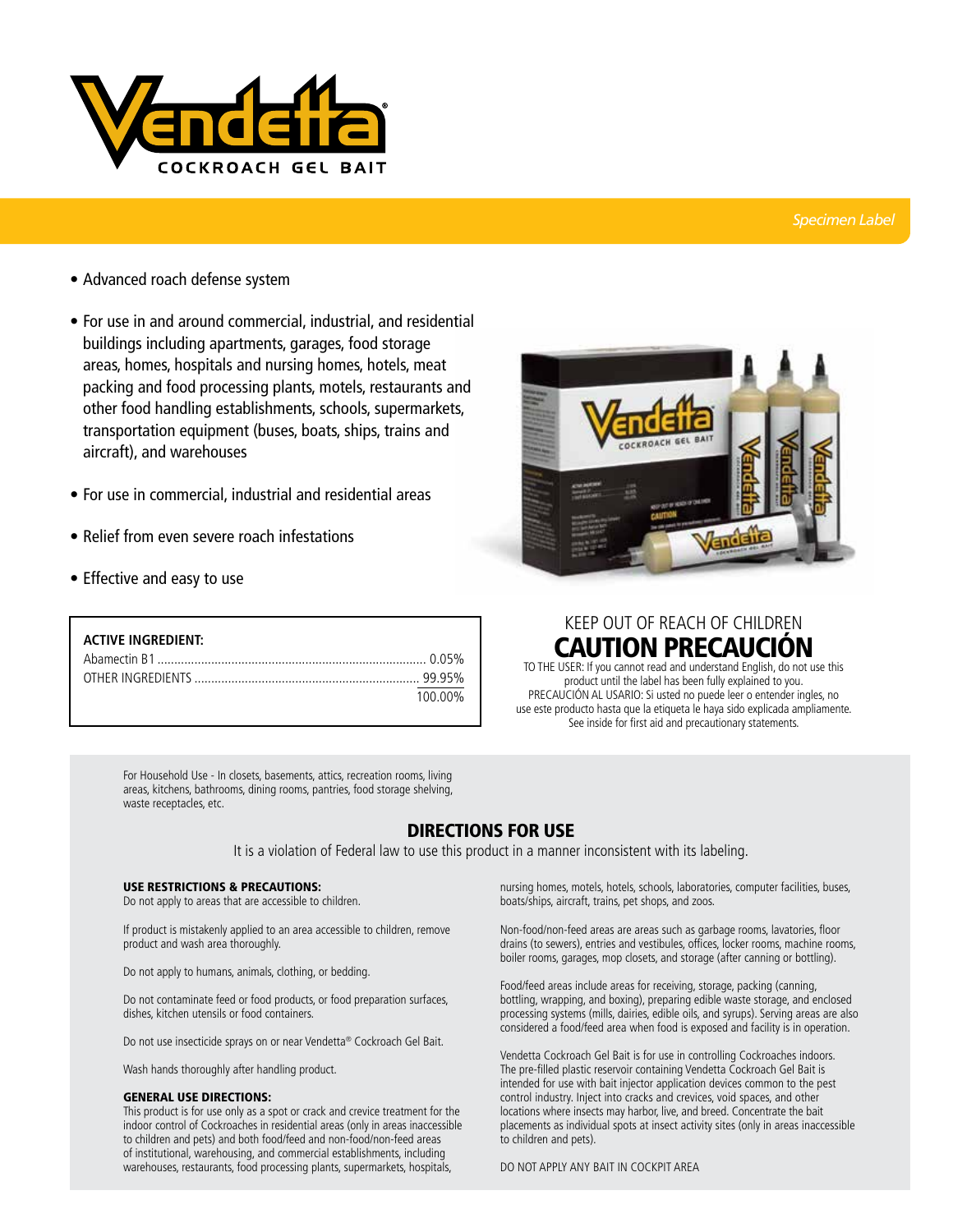# Vendetta®

COCKROACH GEL BAIT

*Specimen Label*

- Advanced roach defense system
- For use in and around commercial, industrial, and residential buildings including apartments, garages, food storage areas, homes, hospitals and nursing homes, hotels, meat packing and food processing plants, motels, restaurants and other food handling establishments, schools, supermarkets, transportation equipment (buses, boats, ships, trains and aircraft), and warehouses
- For use in commercial, industrial and residential areas
- Relief from even severe roach infestations
- Effective and easy to use

| **ACTIVE INGREDIENT:** | |
|---|---|
| Abamectin B1 | 0.05% |
| OTHER INGREDIENTS | 99.95% |
| | 100.00% |

KEEP OUT OF REACH OF CHILDREN

## CAUTION PRECAUCIÓN

TO THE USER: If you cannot read and understand English, do not use this product until the label has been fully explained to you.
PRECAUCIÓN AL USARIO: Si usted no puede leer o entender ingles, no use este producto hasta que la etiqueta le haya sido explicada ampliamente.
See inside for first aid and precautionary statements.

For Household Use - In closets, basements, attics, recreation rooms, living areas, kitchens, bathrooms, dining rooms, pantries, food storage shelving, waste receptacles, etc.

## DIRECTIONS FOR USE

It is a violation of Federal law to use this product in a manner inconsistent with its labeling.

### USE RESTRICTIONS & PRECAUTIONS:

Do not apply to areas that are accessible to children.

If product is mistakenly applied to an area accessible to children, remove product and wash area thoroughly.

Do not apply to humans, animals, clothing, or bedding.

Do not contaminate feed or food products, or food preparation surfaces, dishes, kitchen utensils or food containers.

Do not use insecticide sprays on or near Vendetta® Cockroach Gel Bait.

Wash hands thoroughly after handling product.

### GENERAL USE DIRECTIONS:

This product is for use only as a spot or crack and crevice treatment for the indoor control of Cockroaches in residential areas (only in areas inaccessible to children and pets) and both food/feed and non-food/non-feed areas of institutional, warehousing, and commercial establishments, including warehouses, restaurants, food processing plants, supermarkets, hospitals, nursing homes, motels, hotels, schools, laboratories, computer facilities, buses, boats/ships, aircraft, trains, pet shops, and zoos.

Non-food/non-feed areas are areas such as garbage rooms, lavatories, floor drains (to sewers), entries and vestibules, offices, locker rooms, machine rooms, boiler rooms, garages, mop closets, and storage (after canning or bottling).

Food/feed areas include areas for receiving, storage, packing (canning, bottling, wrapping, and boxing), preparing edible waste storage, and enclosed processing systems (mills, dairies, edible oils, and syrups). Serving areas are also considered a food/feed area when food is exposed and facility is in operation.

Vendetta Cockroach Gel Bait is for use in controlling Cockroaches indoors. The pre-filled plastic reservoir containing Vendetta Cockroach Gel Bait is intended for use with bait injector application devices common to the pest control industry. Inject into cracks and crevices, void spaces, and other locations where insects may harbor, live, and breed. Concentrate the bait placements as individual spots at insect activity sites (only in areas inaccessible to children and pets).

DO NOT APPLY ANY BAIT IN COCKPIT AREA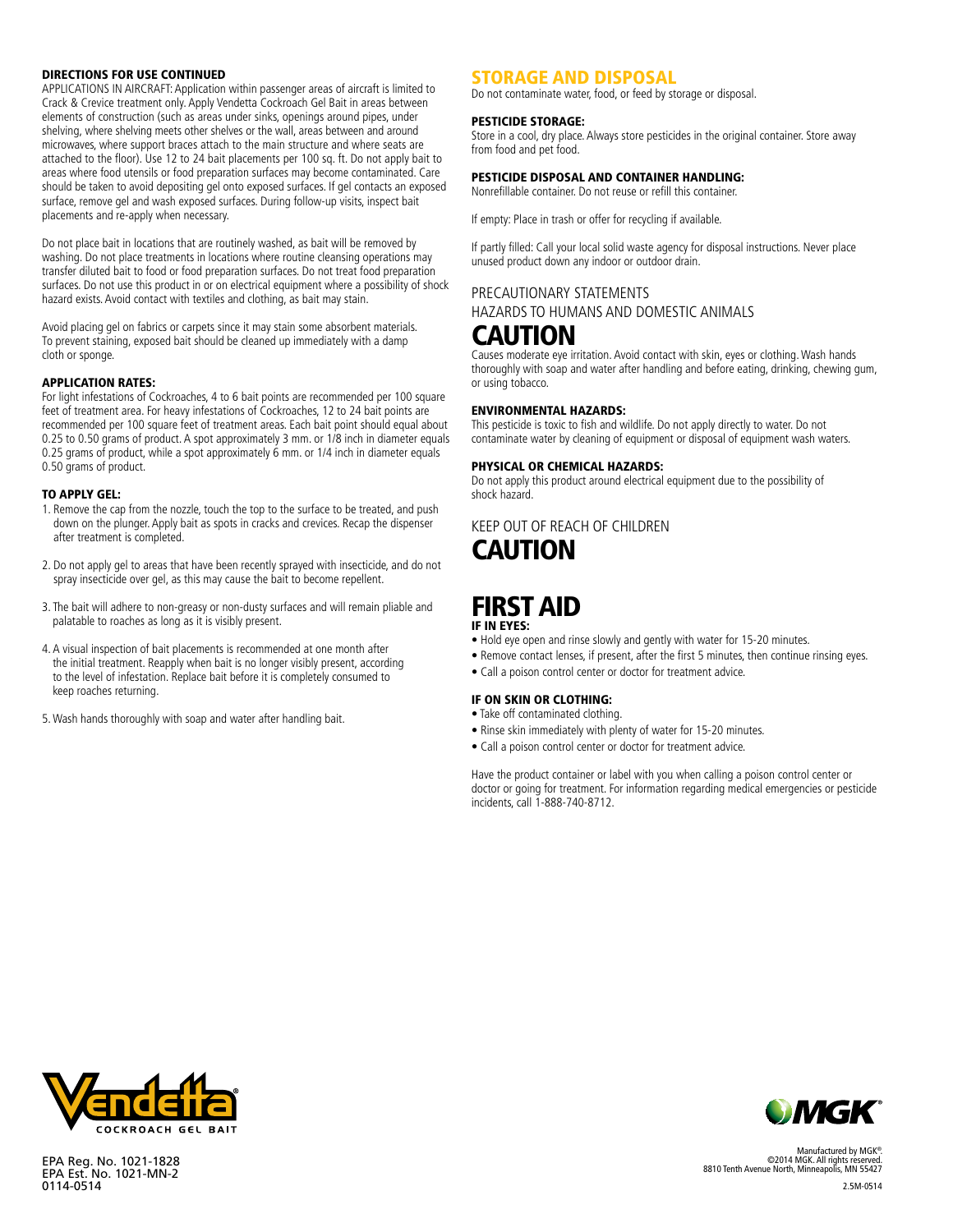### DIRECTIONS FOR USE CONTINUED

APPLICATIONS IN AIRCRAFT: Application within passenger areas of aircraft is limited to Crack & Crevice treatment only. Apply Vendetta Cockroach Gel Bait in areas between elements of construction (such as areas under sinks, openings around pipes, under shelving, where shelving meets other shelves or the wall, areas between and around microwaves, where support braces attach to the main structure and where seats are attached to the floor). Use 12 to 24 bait placements per 100 sq. ft. Do not apply bait to areas where food utensils or food preparation surfaces may become contaminated. Care should be taken to avoid depositing gel onto exposed surfaces. If gel contacts an exposed surface, remove gel and wash exposed surfaces. During follow-up visits, inspect bait placements and re-apply when necessary.

Do not place bait in locations that are routinely washed, as bait will be removed by washing. Do not place treatments in locations where routine cleansing operations may transfer diluted bait to food or food preparation surfaces. Do not treat food preparation surfaces. Do not use this product in or on electrical equipment where a possibility of shock hazard exists. Avoid contact with textiles and clothing, as bait may stain.

Avoid placing gel on fabrics or carpets since it may stain some absorbent materials. To prevent staining, exposed bait should be cleaned up immediately with a damp cloth or sponge.

### APPLICATION RATES:

For light infestations of Cockroaches, 4 to 6 bait points are recommended per 100 square feet of treatment area. For heavy infestations of Cockroaches, 12 to 24 bait points are recommended per 100 square feet of treatment areas. Each bait point should equal about 0.25 to 0.50 grams of product. A spot approximately 3 mm. or 1/8 inch in diameter equals 0.25 grams of product, while a spot approximately 6 mm. or 1/4 inch in diameter equals 0.50 grams of product.

### TO APPLY GEL:

1. Remove the cap from the nozzle, touch the top to the surface to be treated, and push down on the plunger. Apply bait as spots in cracks and crevices. Recap the dispenser after treatment is completed.
2. Do not apply gel to areas that have been recently sprayed with insecticide, and do not spray insecticide over gel, as this may cause the bait to become repellent.
3. The bait will adhere to non-greasy or non-dusty surfaces and will remain pliable and palatable to roaches as long as it is visibly present.
4. A visual inspection of bait placements is recommended at one month after the initial treatment. Reapply when bait is no longer visibly present, according to the level of infestation. Replace bait before it is completely consumed to keep roaches returning.
5. Wash hands thoroughly with soap and water after handling bait.

## STORAGE AND DISPOSAL

Do not contaminate water, food, or feed by storage or disposal.

### PESTICIDE STORAGE:

Store in a cool, dry place. Always store pesticides in the original container. Store away from food and pet food.

### PESTICIDE DISPOSAL AND CONTAINER HANDLING:

Nonrefillable container. Do not reuse or refill this container.

If empty: Place in trash or offer for recycling if available.

If partly filled: Call your local solid waste agency for disposal instructions. Never place unused product down any indoor or outdoor drain.

PRECAUTIONARY STATEMENTS

HAZARDS TO HUMANS AND DOMESTIC ANIMALS

## CAUTION

Causes moderate eye irritation. Avoid contact with skin, eyes or clothing. Wash hands thoroughly with soap and water after handling and before eating, drinking, chewing gum, or using tobacco.

### ENVIRONMENTAL HAZARDS:

This pesticide is toxic to fish and wildlife. Do not apply directly to water. Do not contaminate water by cleaning of equipment or disposal of equipment wash waters.

### PHYSICAL OR CHEMICAL HAZARDS:

Do not apply this product around electrical equipment due to the possibility of shock hazard.

KEEP OUT OF REACH OF CHILDREN

## CAUTION

## FIRST AID

### IF IN EYES:

- Hold eye open and rinse slowly and gently with water for 15-20 minutes.
- Remove contact lenses, if present, after the first 5 minutes, then continue rinsing eyes.
- Call a poison control center or doctor for treatment advice.

### IF ON SKIN OR CLOTHING:

- Take off contaminated clothing.
- Rinse skin immediately with plenty of water for 15-20 minutes.
- Call a poison control center or doctor for treatment advice.

Have the product container or label with you when calling a poison control center or doctor or going for treatment. For information regarding medical emergencies or pesticide incidents, call 1-888-740-8712.

Vendetta® COCKROACH GEL BAIT

EPA Reg. No. 1021-1828
EPA Est. No. 1021-MN-2
0114-0514

MGK®

Manufactured by MGK®.
©2014 MGK. All rights reserved.
8810 Tenth Avenue North, Minneapolis, MN 55427

2.5M-0514